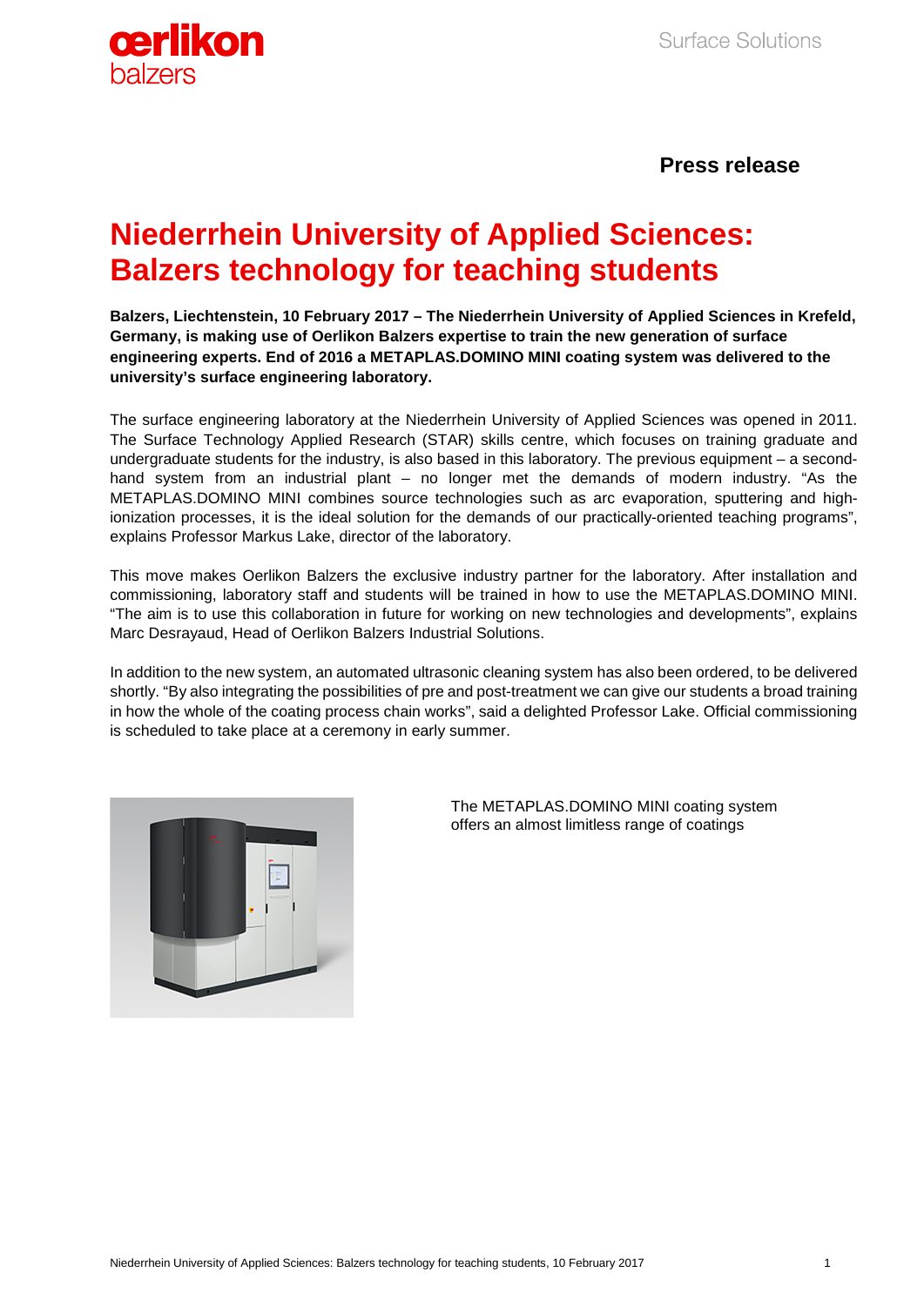**Press release**

# Niederrhein University of Applied Sciences: Balzers technology for teaching students

**Balzers, Liechtenstein, 10 February 2017 – The Niederrhein University of Applied Sciences in Krefeld, Germany, is making use of Oerlikon Balzers expertise to train the new generation of surface engineering experts. End of 2016 a METAPLAS.DOMINO MINI coating system was delivered to the university's surface engineering laboratory.**

The surface engineering laboratory at the Niederrhein University of Applied Sciences was opened in 2011. The Surface Technology Applied Research (STAR) skills centre, which focuses on training graduate and undergraduate students for the industry, is also based in this laboratory. The previous equipment – a second-hand system from an industrial plant – no longer met the demands of modern industry. "As the METAPLAS.DOMINO MINI combines source technologies such as arc evaporation, sputtering and high-ionization processes, it is the ideal solution for the demands of our practically-oriented teaching programs", explains Professor Markus Lake, director of the laboratory.

This move makes Oerlikon Balzers the exclusive industry partner for the laboratory. After installation and commissioning, laboratory staff and students will be trained in how to use the METAPLAS.DOMINO MINI. "The aim is to use this collaboration in future for working on new technologies and developments", explains Marc Desrayaud, Head of Oerlikon Balzers Industrial Solutions.

In addition to the new system, an automated ultrasonic cleaning system has also been ordered, to be delivered shortly. "By also integrating the possibilities of pre and post-treatment we can give our students a broad training in how the whole of the coating process chain works", said a delighted Professor Lake. Official commissioning is scheduled to take place at a ceremony in early summer.

The METAPLAS.DOMINO MINI coating system offers an almost limitless range of coatings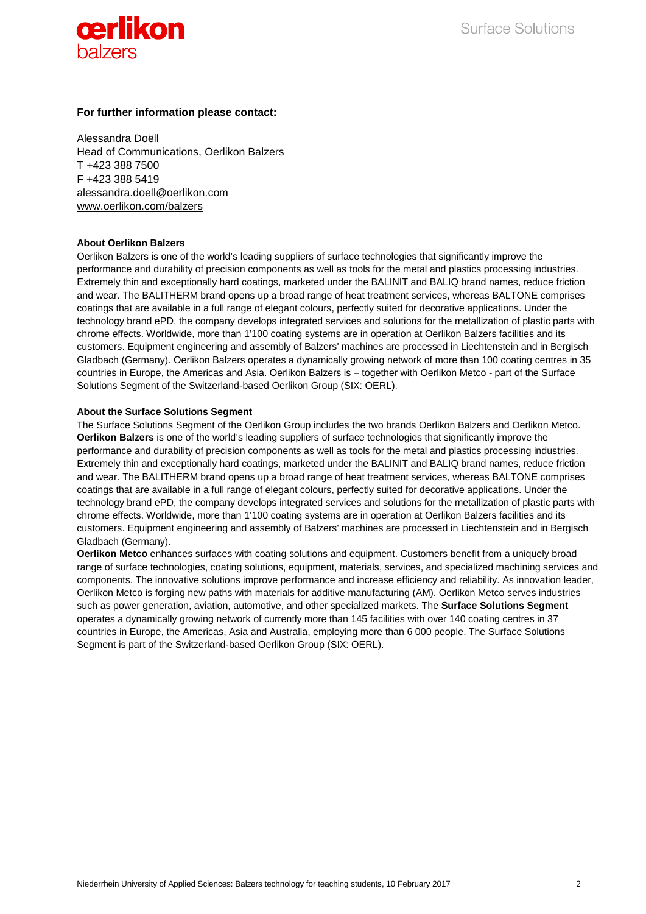**For further information please contact:**

Alessandra Doëll
Head of Communications, Oerlikon Balzers
T +423 388 7500
F +423 388 5419
alessandra.doell@oerlikon.com
www.oerlikon.com/balzers

**About Oerlikon Balzers**

Oerlikon Balzers is one of the world's leading suppliers of surface technologies that significantly improve the performance and durability of precision components as well as tools for the metal and plastics processing industries. Extremely thin and exceptionally hard coatings, marketed under the BALINIT and BALIQ brand names, reduce friction and wear. The BALITHERM brand opens up a broad range of heat treatment services, whereas BALTONE comprises coatings that are available in a full range of elegant colours, perfectly suited for decorative applications. Under the technology brand ePD, the company develops integrated services and solutions for the metallization of plastic parts with chrome effects. Worldwide, more than 1'100 coating systems are in operation at Oerlikon Balzers facilities and its customers. Equipment engineering and assembly of Balzers' machines are processed in Liechtenstein and in Bergisch Gladbach (Germany). Oerlikon Balzers operates a dynamically growing network of more than 100 coating centres in 35 countries in Europe, the Americas and Asia. Oerlikon Balzers is – together with Oerlikon Metco - part of the Surface Solutions Segment of the Switzerland-based Oerlikon Group (SIX: OERL).

**About the Surface Solutions Segment**

The Surface Solutions Segment of the Oerlikon Group includes the two brands Oerlikon Balzers and Oerlikon Metco. **Oerlikon Balzers** is one of the world's leading suppliers of surface technologies that significantly improve the performance and durability of precision components as well as tools for the metal and plastics processing industries. Extremely thin and exceptionally hard coatings, marketed under the BALINIT and BALIQ brand names, reduce friction and wear. The BALITHERM brand opens up a broad range of heat treatment services, whereas BALTONE comprises coatings that are available in a full range of elegant colours, perfectly suited for decorative applications. Under the technology brand ePD, the company develops integrated services and solutions for the metallization of plastic parts with chrome effects. Worldwide, more than 1'100 coating systems are in operation at Oerlikon Balzers facilities and its customers. Equipment engineering and assembly of Balzers' machines are processed in Liechtenstein and in Bergisch Gladbach (Germany).

**Oerlikon Metco** enhances surfaces with coating solutions and equipment. Customers benefit from a uniquely broad range of surface technologies, coating solutions, equipment, materials, services, and specialized machining services and components. The innovative solutions improve performance and increase efficiency and reliability. As innovation leader, Oerlikon Metco is forging new paths with materials for additive manufacturing (AM). Oerlikon Metco serves industries such as power generation, aviation, automotive, and other specialized markets. The **Surface Solutions Segment** operates a dynamically growing network of currently more than 145 facilities with over 140 coating centres in 37 countries in Europe, the Americas, Asia and Australia, employing more than 6 000 people. The Surface Solutions Segment is part of the Switzerland-based Oerlikon Group (SIX: OERL).